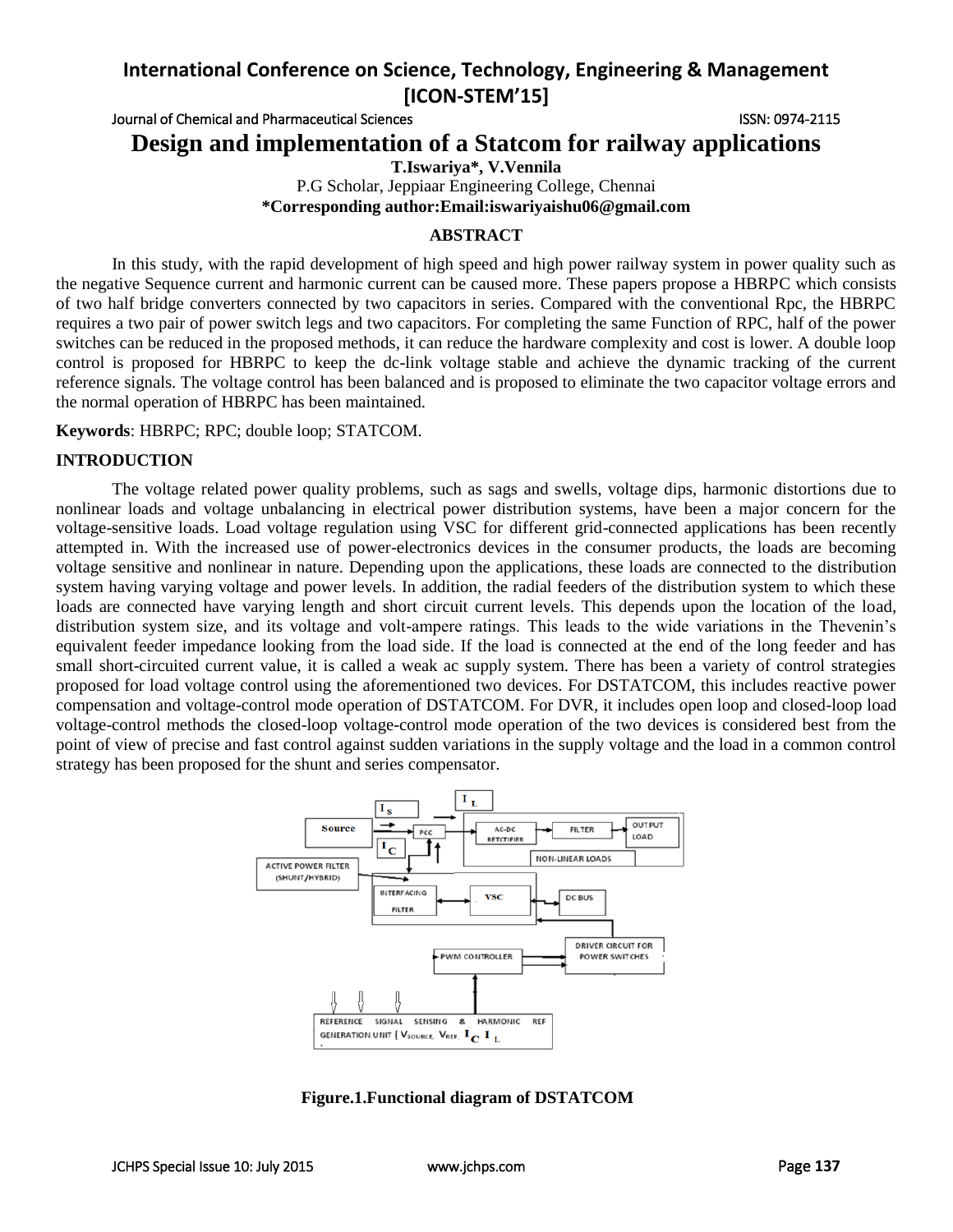# Design and implementation of a Statcom for railway applications

**T.Iswariya\*, V.Vennila**

P.G Scholar, Jeppiaar Engineering College, Chennai

**\*Corresponding author:Email:iswariyaishu06@gmail.com**

## ABSTRACT

In this study, with the rapid development of high speed and high power railway system in power quality such as the negative Sequence current and harmonic current can be caused more. These papers propose a HBRPC which consists of two half bridge converters connected by two capacitors in series. Compared with the conventional Rpc, the HBRPC requires a two pair of power switch legs and two capacitors. For completing the same Function of RPC, half of the power switches can be reduced in the proposed methods, it can reduce the hardware complexity and cost is lower. A double loop control is proposed for HBRPC to keep the dc-link voltage stable and achieve the dynamic tracking of the current reference signals. The voltage control has been balanced and is proposed to eliminate the two capacitor voltage errors and the normal operation of HBRPC has been maintained.

**Keywords**: HBRPC; RPC; double loop; STATCOM.

## INTRODUCTION

The voltage related power quality problems, such as sags and swells, voltage dips, harmonic distortions due to nonlinear loads and voltage unbalancing in electrical power distribution systems, have been a major concern for the voltage-sensitive loads. Load voltage regulation using VSC for different grid-connected applications has been recently attempted in. With the increased use of power-electronics devices in the consumer products, the loads are becoming voltage sensitive and nonlinear in nature. Depending upon the applications, these loads are connected to the distribution system having varying voltage and power levels. In addition, the radial feeders of the distribution system to which these loads are connected have varying length and short circuit current levels. This depends upon the location of the load, distribution system size, and its voltage and volt-ampere ratings. This leads to the wide variations in the Thevenin's equivalent feeder impedance looking from the load side. If the load is connected at the end of the long feeder and has small short-circuited current value, it is called a weak ac supply system. There has been a variety of control strategies proposed for load voltage control using the aforementioned two devices. For DSTATCOM, this includes reactive power compensation and voltage-control mode operation of DSTATCOM. For DVR, it includes open loop and closed-loop load voltage-control methods the closed-loop voltage-control mode operation of the two devices is considered best from the point of view of precise and fast control against sudden variations in the supply voltage and the load in a common control strategy has been proposed for the shunt and series compensator.

**Figure.1.Functional diagram of DSTATCOM**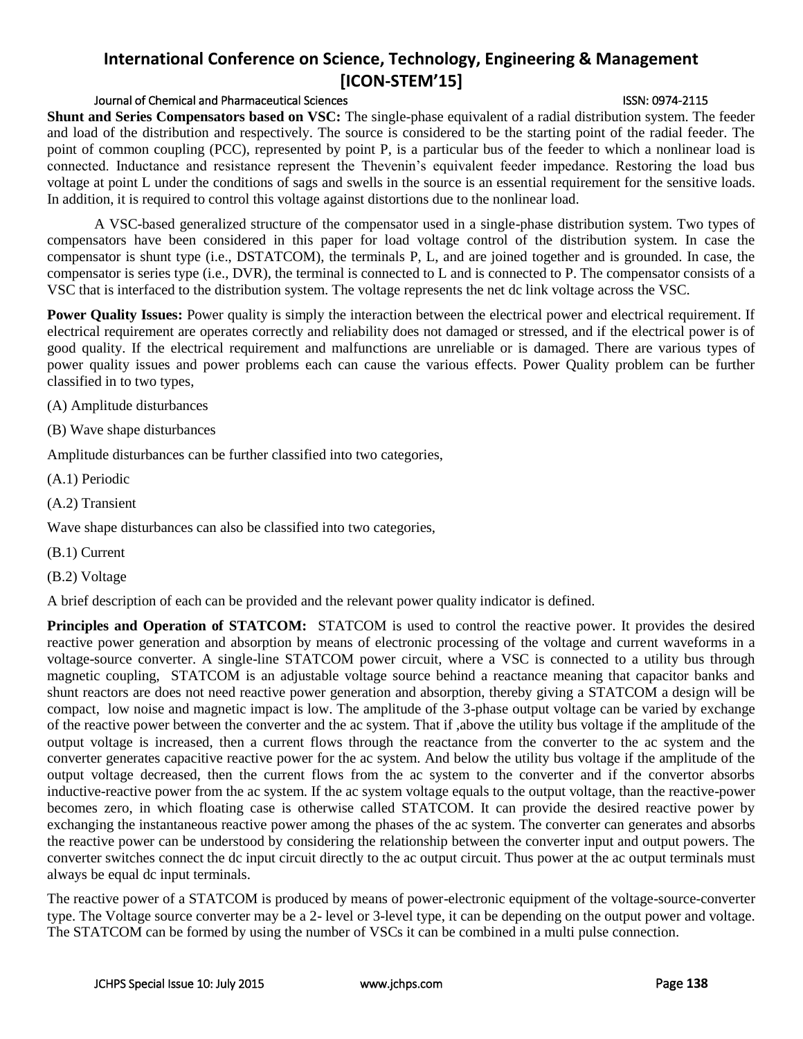**Shunt and Series Compensators based on VSC:** The single-phase equivalent of a radial distribution system. The feeder and load of the distribution and respectively. The source is considered to be the starting point of the radial feeder. The point of common coupling (PCC), represented by point P, is a particular bus of the feeder to which a nonlinear load is connected. Inductance and resistance represent the Thevenin's equivalent feeder impedance. Restoring the load bus voltage at point L under the conditions of sags and swells in the source is an essential requirement for the sensitive loads. In addition, it is required to control this voltage against distortions due to the nonlinear load.

A VSC-based generalized structure of the compensator used in a single-phase distribution system. Two types of compensators have been considered in this paper for load voltage control of the distribution system. In case the compensator is shunt type (i.e., DSTATCOM), the terminals P, L, and are joined together and is grounded. In case, the compensator is series type (i.e., DVR), the terminal is connected to L and is connected to P. The compensator consists of a VSC that is interfaced to the distribution system. The voltage represents the net dc link voltage across the VSC.

**Power Quality Issues:** Power quality is simply the interaction between the electrical power and electrical requirement. If electrical requirement are operates correctly and reliability does not damaged or stressed, and if the electrical power is of good quality. If the electrical requirement and malfunctions are unreliable or is damaged. There are various types of power quality issues and power problems each can cause the various effects. Power Quality problem can be further classified in to two types,

(A) Amplitude disturbances

(B) Wave shape disturbances

Amplitude disturbances can be further classified into two categories,

(A.1) Periodic

(A.2) Transient

Wave shape disturbances can also be classified into two categories,

(B.1) Current

(B.2) Voltage

A brief description of each can be provided and the relevant power quality indicator is defined.

**Principles and Operation of STATCOM:** STATCOM is used to control the reactive power. It provides the desired reactive power generation and absorption by means of electronic processing of the voltage and current waveforms in a voltage-source converter. A single-line STATCOM power circuit, where a VSC is connected to a utility bus through magnetic coupling, STATCOM is an adjustable voltage source behind a reactance meaning that capacitor banks and shunt reactors are does not need reactive power generation and absorption, thereby giving a STATCOM a design will be compact, low noise and magnetic impact is low. The amplitude of the 3-phase output voltage can be varied by exchange of the reactive power between the converter and the ac system. That if ,above the utility bus voltage if the amplitude of the output voltage is increased, then a current flows through the reactance from the converter to the ac system and the converter generates capacitive reactive power for the ac system. And below the utility bus voltage if the amplitude of the output voltage decreased, then the current flows from the ac system to the converter and if the convertor absorbs inductive-reactive power from the ac system. If the ac system voltage equals to the output voltage, than the reactive-power becomes zero, in which floating case is otherwise called STATCOM. It can provide the desired reactive power by exchanging the instantaneous reactive power among the phases of the ac system. The converter can generates and absorbs the reactive power can be understood by considering the relationship between the converter input and output powers. The converter switches connect the dc input circuit directly to the ac output circuit. Thus power at the ac output terminals must always be equal dc input terminals.

The reactive power of a STATCOM is produced by means of power-electronic equipment of the voltage-source-converter type. The Voltage source converter may be a 2- level or 3-level type, it can be depending on the output power and voltage. The STATCOM can be formed by using the number of VSCs it can be combined in a multi pulse connection.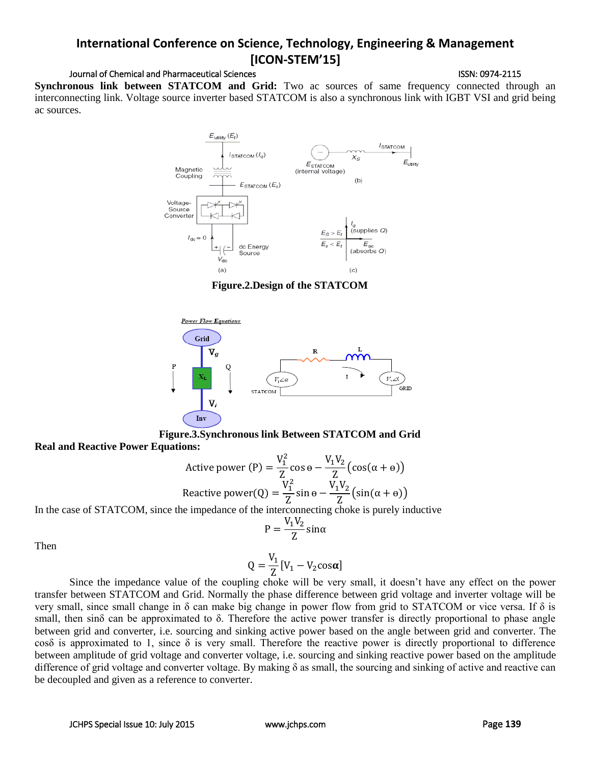**Synchronous link between STATCOM and Grid:** Two ac sources of same frequency connected through an interconnecting link. Voltage source inverter based STATCOM is also a synchronous link with IGBT VSI and grid being ac sources.

**Figure.2.Design of the STATCOM**

**Figure.3.Synchronous link Between STATCOM and Grid**

**Real and Reactive Power Equations:**

$$\text{Active power (P)} = \frac{V_1^2}{Z}\cos\theta - \frac{V_1 V_2}{Z}\left(\cos(\alpha+\theta)\right)$$

$$\text{Reactive power(Q)} = \frac{V_1^2}{Z}\sin\theta - \frac{V_1 V_2}{Z}\left(\sin(\alpha+\theta)\right)$$

In the case of STATCOM, since the impedance of the interconnecting choke is purely inductive

$$P = \frac{V_1 V_2}{Z}\sin\alpha$$

Then

$$Q = \frac{V_1}{Z}[V_1 - V_2\cos\boldsymbol{\alpha}]$$

Since the impedance value of the coupling choke will be very small, it doesn't have any effect on the power transfer between STATCOM and Grid. Normally the phase difference between grid voltage and inverter voltage will be very small, since small change in δ can make big change in power flow from grid to STATCOM or vice versa. If δ is small, then sinδ can be approximated to δ. Therefore the active power transfer is directly proportional to phase angle between grid and converter, i.e. sourcing and sinking active power based on the angle between grid and converter. The cosδ is approximated to 1, since δ is very small. Therefore the reactive power is directly proportional to difference between amplitude of grid voltage and converter voltage, i.e. sourcing and sinking reactive power based on the amplitude difference of grid voltage and converter voltage. By making δ as small, the sourcing and sinking of active and reactive can be decoupled and given as a reference to converter.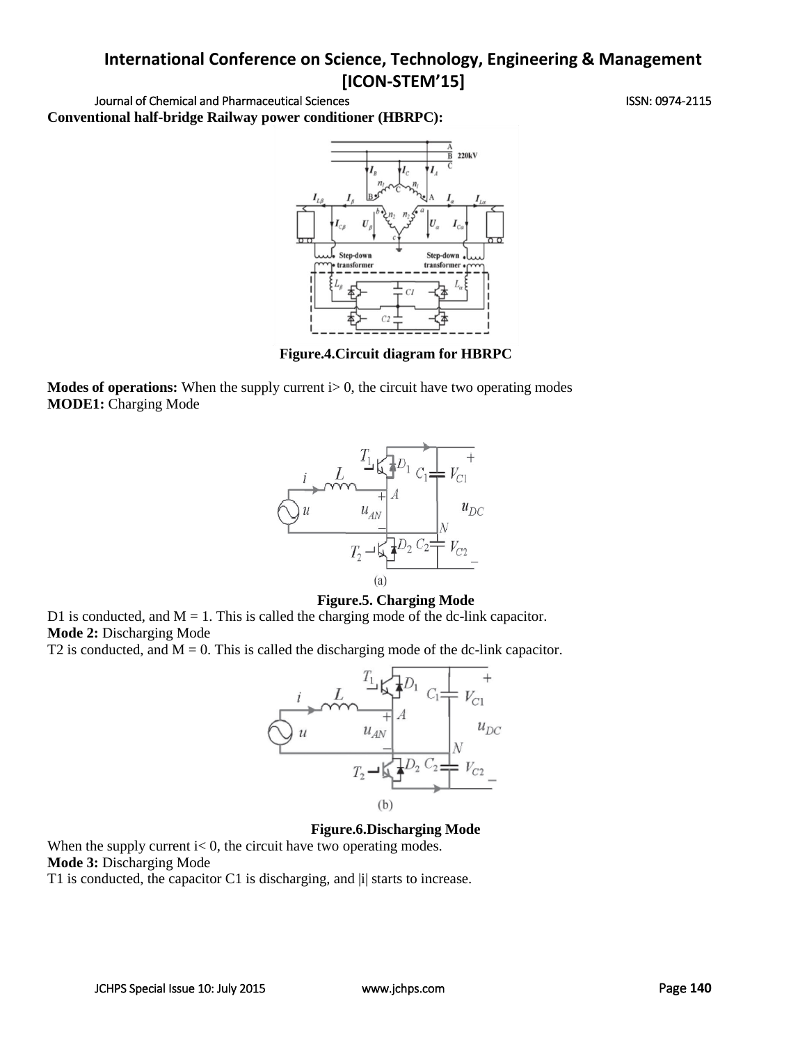**Conventional half-bridge Railway power conditioner (HBRPC):**

**Figure.4.Circuit diagram for HBRPC**

**Modes of operations:** When the supply current i> 0, the circuit have two operating modes

**MODE1:** Charging Mode

**Figure.5. Charging Mode**

D1 is conducted, and M = 1. This is called the charging mode of the dc-link capacitor.

**Mode 2:** Discharging Mode

T2 is conducted, and M = 0. This is called the discharging mode of the dc-link capacitor.

**Figure.6.Discharging Mode**

When the supply current i< 0, the circuit have two operating modes.

**Mode 3:** Discharging Mode

T1 is conducted, the capacitor C1 is discharging, and |i| starts to increase.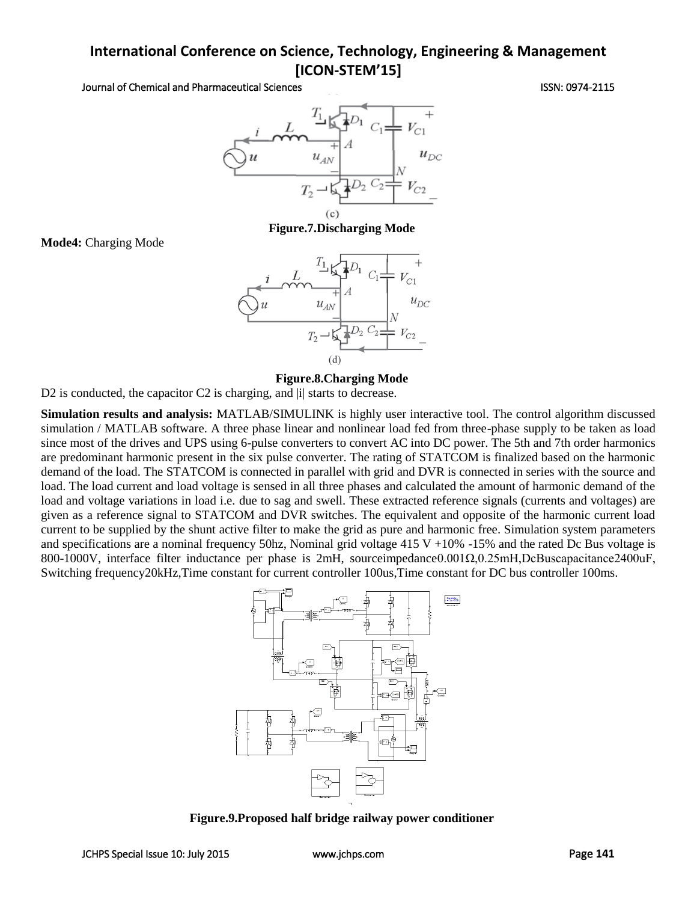(c)

**Figure.7.Discharging Mode**

**Mode4:** Charging Mode

(d)

**Figure.8.Charging Mode**

D2 is conducted, the capacitor C2 is charging, and |i| starts to decrease.

**Simulation results and analysis:** MATLAB/SIMULINK is highly user interactive tool. The control algorithm discussed simulation / MATLAB software. A three phase linear and nonlinear load fed from three-phase supply to be taken as load since most of the drives and UPS using 6-pulse converters to convert AC into DC power. The 5th and 7th order harmonics are predominant harmonic present in the six pulse converter. The rating of STATCOM is finalized based on the harmonic demand of the load. The STATCOM is connected in parallel with grid and DVR is connected in series with the source and load. The load current and load voltage is sensed in all three phases and calculated the amount of harmonic demand of the load and voltage variations in load i.e. due to sag and swell. These extracted reference signals (currents and voltages) are given as a reference signal to STATCOM and DVR switches. The equivalent and opposite of the harmonic current load current to be supplied by the shunt active filter to make the grid as pure and harmonic free. Simulation system parameters and specifications are a nominal frequency 50hz, Nominal grid voltage 415 V +10% -15% and the rated Dc Bus voltage is 800-1000V, interface filter inductance per phase is 2mH, sourceimpedance0.001Ω,0.25mH,DcBuscapacitance2400uF, Switching frequency20kHz,Time constant for current controller 100us,Time constant for DC bus controller 100ms.

**Figure.9.Proposed half bridge railway power conditioner**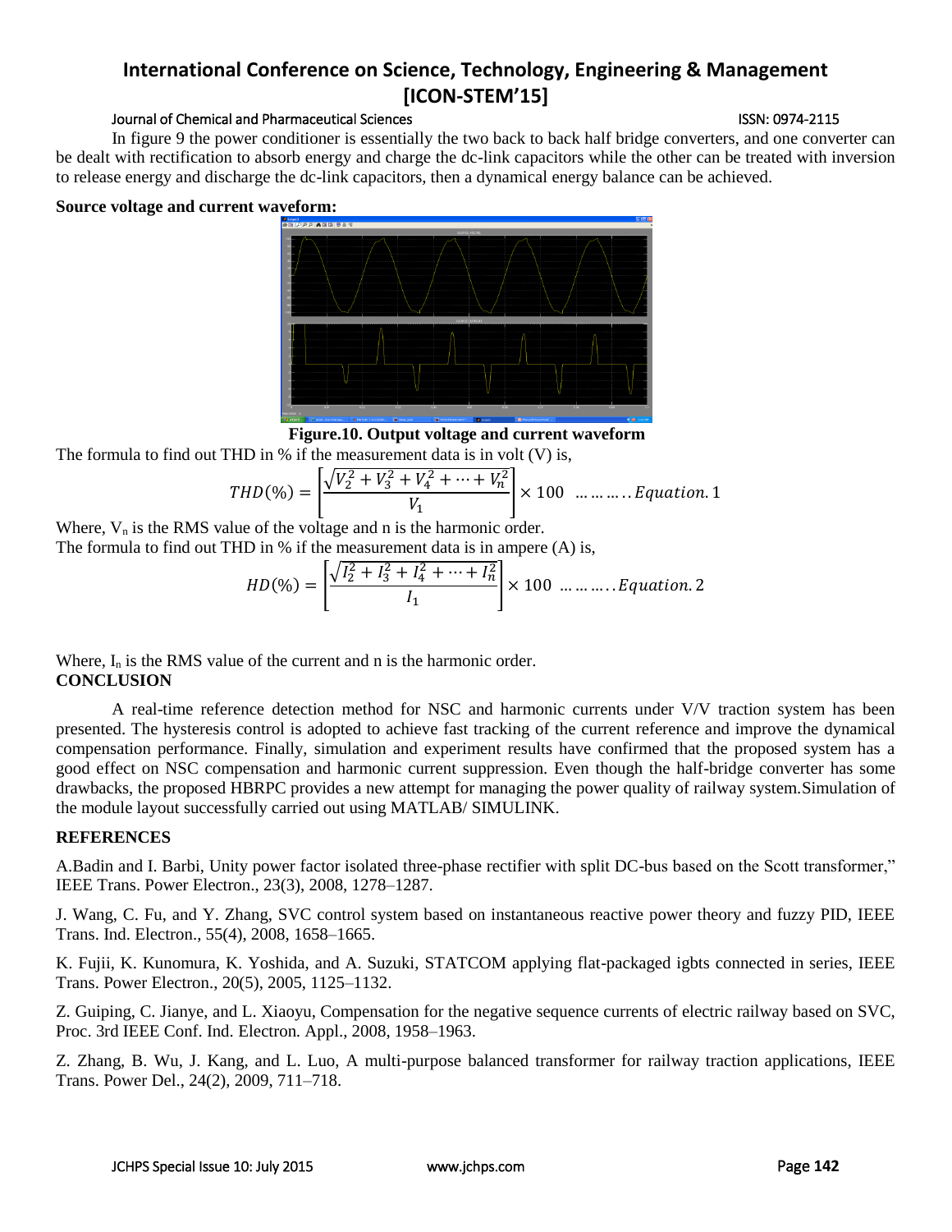In figure 9 the power conditioner is essentially the two back to back half bridge converters, and one converter can be dealt with rectification to absorb energy and charge the dc-link capacitors while the other can be treated with inversion to release energy and discharge the dc-link capacitors, then a dynamical energy balance can be achieved.

**Source voltage and current waveform:**

**Figure.10. Output voltage and current waveform**

The formula to find out THD in % if the measurement data is in volt (V) is,

$$THD(\%) = \left[\frac{\sqrt{V_2^2 + V_3^2 + V_4^2 + \cdots + V_n^2}}{V_1}\right] \times 100 \quad \ldots\ldots\ldots..Equation.1$$

Where, $V_n$ is the RMS value of the voltage and n is the harmonic order.

The formula to find out THD in % if the measurement data is in ampere (A) is,

$$HD(\%) = \left[\frac{\sqrt{I_2^2 + I_3^2 + I_4^2 + \cdots + I_n^2}}{I_1}\right] \times 100 \quad \ldots\ldots\ldots..Equation.2$$

Where, $I_n$ is the RMS value of the current and n is the harmonic order.

**CONCLUSION**

A real-time reference detection method for NSC and harmonic currents under V/V traction system has been presented. The hysteresis control is adopted to achieve fast tracking of the current reference and improve the dynamical compensation performance. Finally, simulation and experiment results have confirmed that the proposed system has a good effect on NSC compensation and harmonic current suppression. Even though the half-bridge converter has some drawbacks, the proposed HBRPC provides a new attempt for managing the power quality of railway system.Simulation of the module layout successfully carried out using MATLAB/ SIMULINK.

**REFERENCES**

A.Badin and I. Barbi, Unity power factor isolated three-phase rectifier with split DC-bus based on the Scott transformer," IEEE Trans. Power Electron., 23(3), 2008, 1278–1287.

J. Wang, C. Fu, and Y. Zhang, SVC control system based on instantaneous reactive power theory and fuzzy PID, IEEE Trans. Ind. Electron., 55(4), 2008, 1658–1665.

K. Fujii, K. Kunomura, K. Yoshida, and A. Suzuki, STATCOM applying flat-packaged igbts connected in series, IEEE Trans. Power Electron., 20(5), 2005, 1125–1132.

Z. Guiping, C. Jianye, and L. Xiaoyu, Compensation for the negative sequence currents of electric railway based on SVC, Proc. 3rd IEEE Conf. Ind. Electron. Appl., 2008, 1958–1963.

Z. Zhang, B. Wu, J. Kang, and L. Luo, A multi-purpose balanced transformer for railway traction applications, IEEE Trans. Power Del., 24(2), 2009, 711–718.